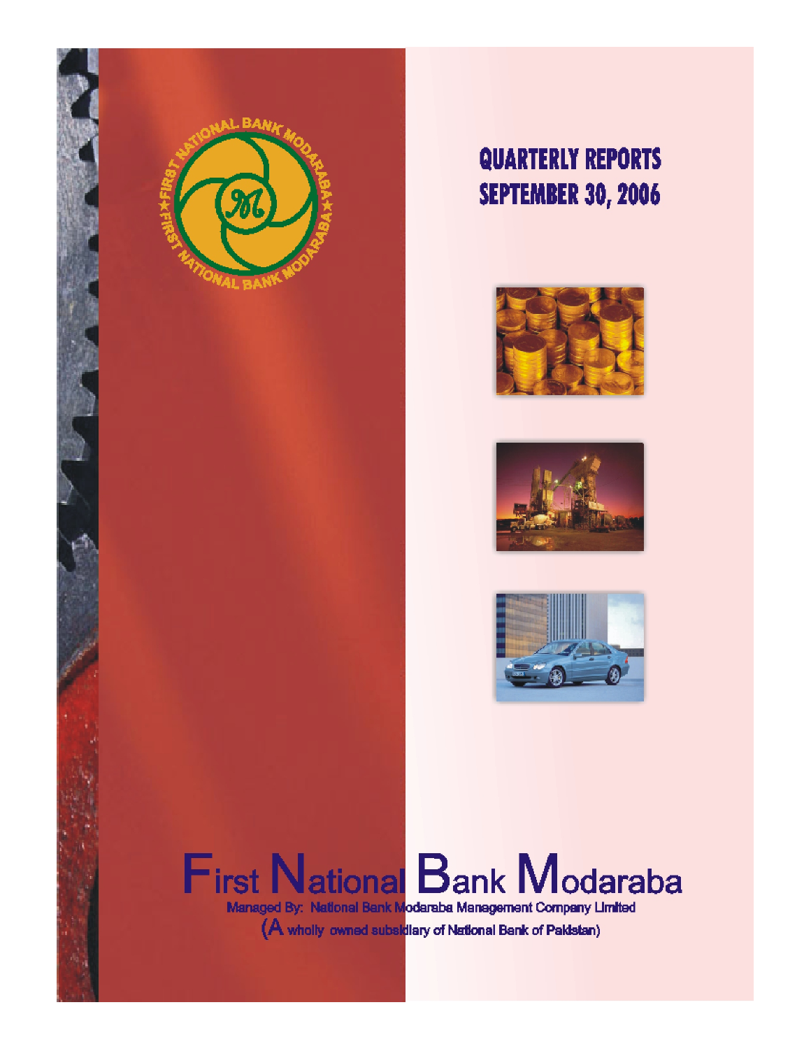# QUARTERLY REPORTS
# SEPTEMBER 30, 2006

# First National Bank Modaraba

Managed By: National Bank Modaraba Management Company Limited

(A wholly owned subsidiary of National Bank of Pakistan)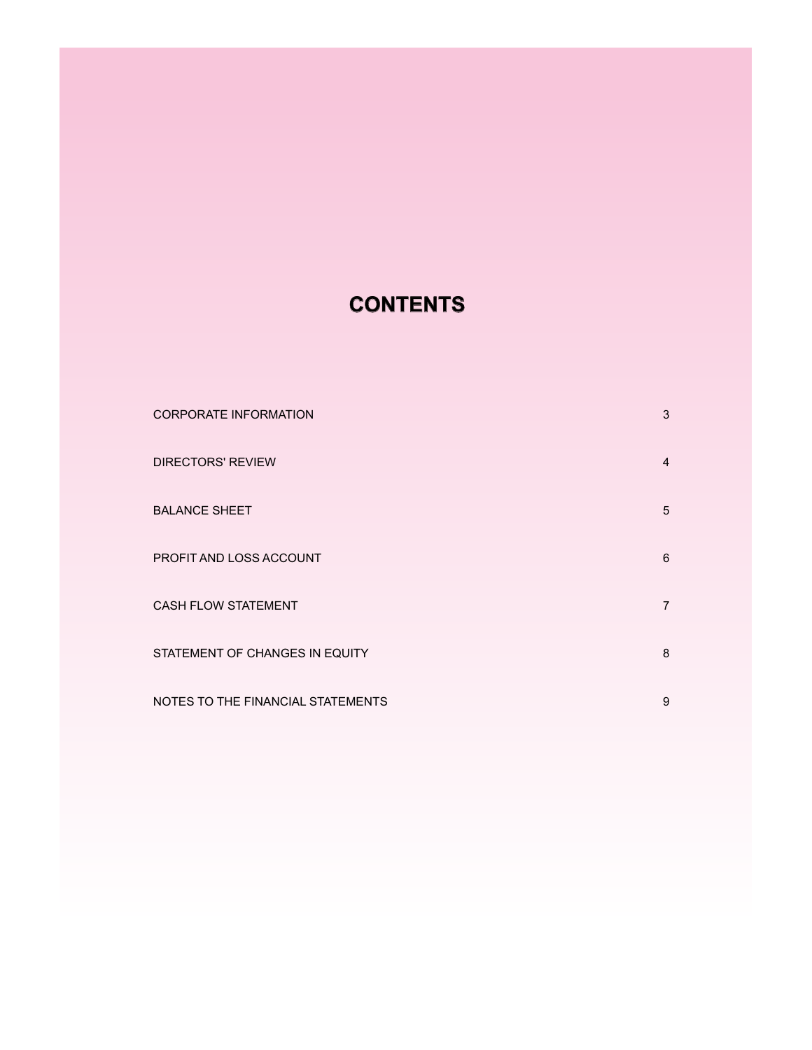# CONTENTS

| | |
|---|---|
| CORPORATE INFORMATION | 3 |
| DIRECTORS' REVIEW | 4 |
| BALANCE SHEET | 5 |
| PROFIT AND LOSS ACCOUNT | 6 |
| CASH FLOW STATEMENT | 7 |
| STATEMENT OF CHANGES IN EQUITY | 8 |
| NOTES TO THE FINANCIAL STATEMENTS | 9 |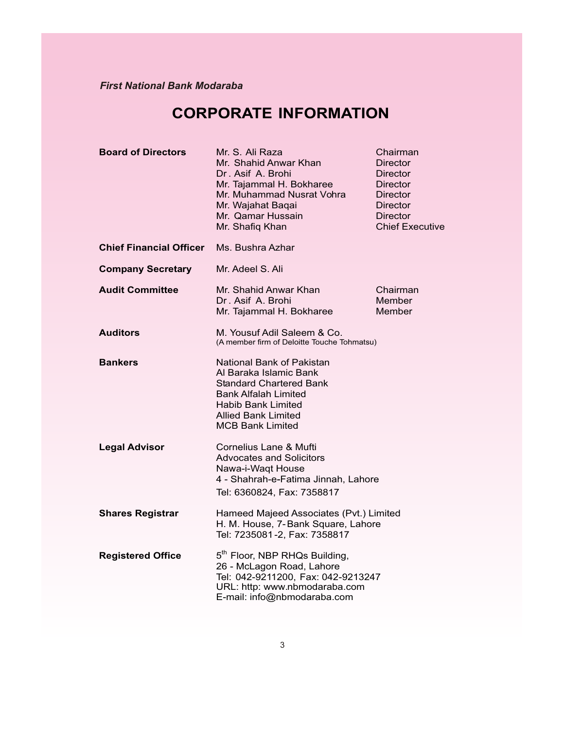*First National Bank Modaraba*

# CORPORATE INFORMATION

| | | |
|---|---|---|
| **Board of Directors** | Mr. S. Ali Raza | Chairman |
| | Mr. Shahid Anwar Khan | Director |
| | Dr. Asif A. Brohi | Director |
| | Mr. Tajammal H. Bokharee | Director |
| | Mr. Muhammad Nusrat Vohra | Director |
| | Mr. Wajahat Baqai | Director |
| | Mr. Qamar Hussain | Director |
| | Mr. Shafiq Khan | Chief Executive |
| **Chief Financial Officer** | Ms. Bushra Azhar | |
| **Company Secretary** | Mr. Adeel S. Ali | |
| **Audit Committee** | Mr. Shahid Anwar Khan | Chairman |
| | Dr. Asif A. Brohi | Member |
| | Mr. Tajammal H. Bokharee | Member |

**Auditors**

M. Yousuf Adil Saleem & Co.
(A member firm of Deloitte Touche Tohmatsu)

**Bankers**

National Bank of Pakistan
Al Baraka Islamic Bank
Standard Chartered Bank
Bank Alfalah Limited
Habib Bank Limited
Allied Bank Limited
MCB Bank Limited

**Legal Advisor**

Cornelius Lane & Mufti
Advocates and Solicitors
Nawa-i-Waqt House
4 - Shahrah-e-Fatima Jinnah, Lahore
Tel: 6360824, Fax: 7358817

**Shares Registrar**

Hameed Majeed Associates (Pvt.) Limited
H. M. House, 7-Bank Square, Lahore
Tel: 7235081-2, Fax: 7358817

**Registered Office**

5th Floor, NBP RHQs Building,
26 - McLagon Road, Lahore
Tel: 042-9211200, Fax: 042-9213247
URL: http: www.nbmodaraba.com
E-mail: info@nbmodaraba.com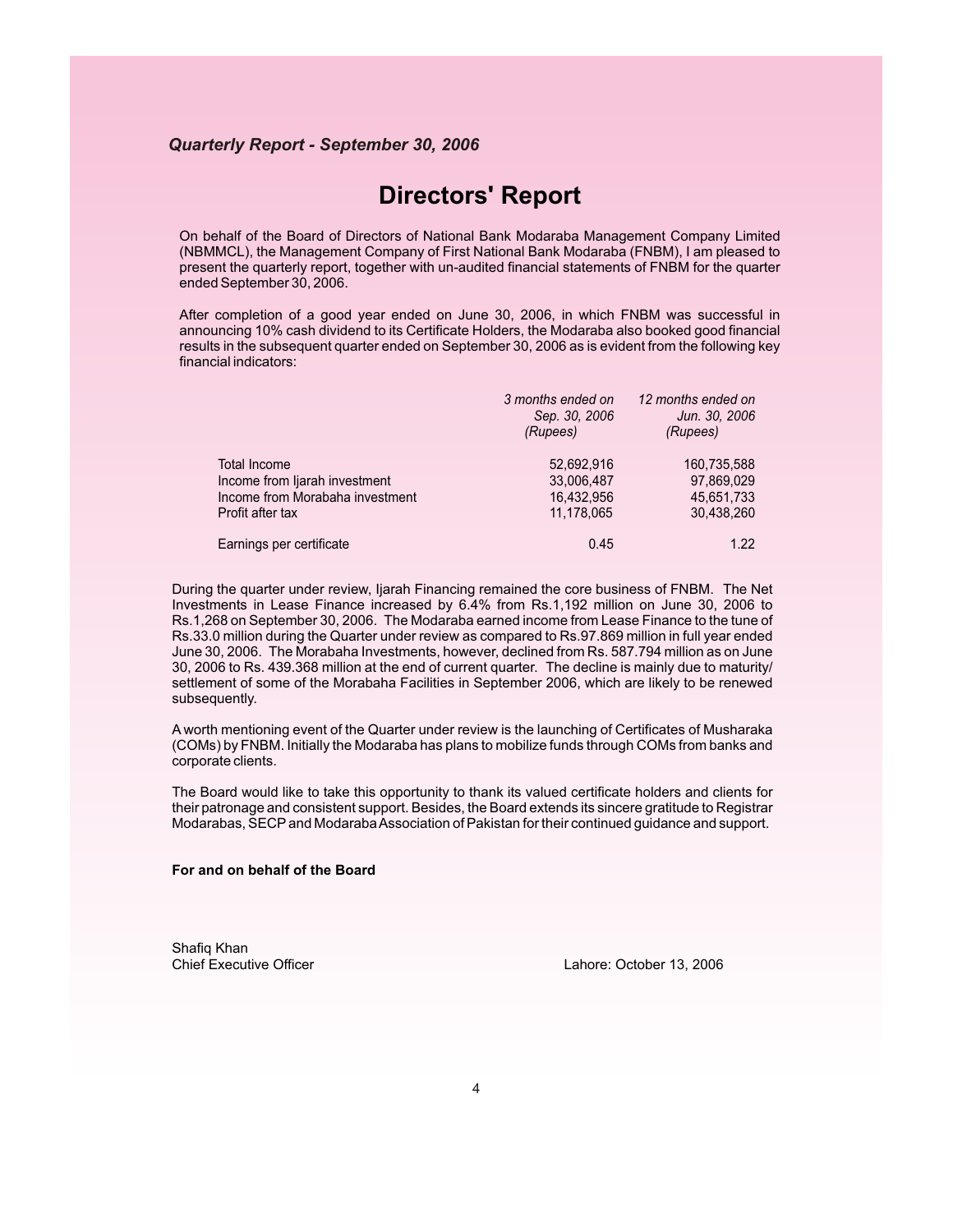*Quarterly Report - September 30, 2006*

# Directors' Report

On behalf of the Board of Directors of National Bank Modaraba Management Company Limited (NBMMCL), the Management Company of First National Bank Modaraba (FNBM), I am pleased to present the quarterly report, together with un-audited financial statements of FNBM for the quarter ended September 30, 2006.

After completion of a good year ended on June 30, 2006, in which FNBM was successful in announcing 10% cash dividend to its Certificate Holders, the Modaraba also booked good financial results in the subsequent quarter ended on September 30, 2006 as is evident from the following key financial indicators:

| | *3 months ended on Sep. 30, 2006 (Rupees)* | *12 months ended on Jun. 30, 2006 (Rupees)* |
|---|---|---|
| Total Income | 52,692,916 | 160,735,588 |
| Income from Ijarah investment | 33,006,487 | 97,869,029 |
| Income from Morabaha investment | 16,432,956 | 45,651,733 |
| Profit after tax | 11,178,065 | 30,438,260 |
| Earnings per certificate | 0.45 | 1.22 |

During the quarter under review, Ijarah Financing remained the core business of FNBM. The Net Investments in Lease Finance increased by 6.4% from Rs.1,192 million on June 30, 2006 to Rs.1,268 on September 30, 2006. The Modaraba earned income from Lease Finance to the tune of Rs.33.0 million during the Quarter under review as compared to Rs.97.869 million in full year ended June 30, 2006. The Morabaha Investments, however, declined from Rs. 587.794 million as on June 30, 2006 to Rs. 439.368 million at the end of current quarter. The decline is mainly due to maturity/ settlement of some of the Morabaha Facilities in September 2006, which are likely to be renewed subsequently.

A worth mentioning event of the Quarter under review is the launching of Certificates of Musharaka (COMs) by FNBM. Initially the Modaraba has plans to mobilize funds through COMs from banks and corporate clients.

The Board would like to take this opportunity to thank its valued certificate holders and clients for their patronage and consistent support. Besides, the Board extends its sincere gratitude to Registrar Modarabas, SECP and Modaraba Association of Pakistan for their continued guidance and support.

**For and on behalf of the Board**

Shafiq Khan
Chief Executive Officer

Lahore: October 13, 2006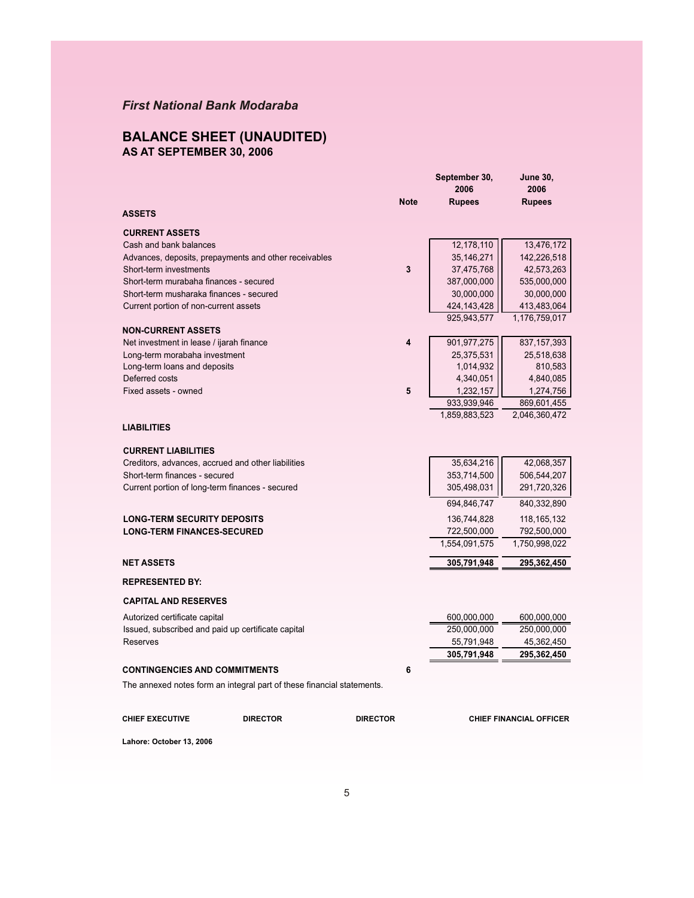*First National Bank Modaraba*

# BALANCE SHEET (UNAUDITED)
## AS AT SEPTEMBER 30, 2006

| | Note | September 30, 2006 Rupees | June 30, 2006 Rupees |
|---|---|---|---|
| **ASSETS** | | | |
| **CURRENT ASSETS** | | | |
| Cash and bank balances | | 12,178,110 | 13,476,172 |
| Advances, deposits, prepayments and other receivables | | 35,146,271 | 142,226,518 |
| Short-term investments | 3 | 37,475,768 | 42,573,263 |
| Short-term murabaha finances - secured | | 387,000,000 | 535,000,000 |
| Short-term musharaka finances - secured | | 30,000,000 | 30,000,000 |
| Current portion of non-current assets | | 424,143,428 | 413,483,064 |
| | | 925,943,577 | 1,176,759,017 |
| **NON-CURRENT ASSETS** | | | |
| Net investment in lease / ijarah finance | 4 | 901,977,275 | 837,157,393 |
| Long-term morabaha investment | | 25,375,531 | 25,518,638 |
| Long-term loans and deposits | | 1,014,932 | 810,583 |
| Deferred costs | | 4,340,051 | 4,840,085 |
| Fixed assets - owned | 5 | 1,232,157 | 1,274,756 |
| | | 933,939,946 | 869,601,455 |
| | | 1,859,883,523 | 2,046,360,472 |
| **LIABILITIES** | | | |
| **CURRENT LIABILITIES** | | | |
| Creditors, advances, accrued and other liabilities | | 35,634,216 | 42,068,357 |
| Short-term finances - secured | | 353,714,500 | 506,544,207 |
| Current portion of long-term finances - secured | | 305,498,031 | 291,720,326 |
| | | 694,846,747 | 840,332,890 |
| **LONG-TERM SECURITY DEPOSITS** | | 136,744,828 | 118,165,132 |
| **LONG-TERM FINANCES-SECURED** | | 722,500,000 | 792,500,000 |
| | | 1,554,091,575 | 1,750,998,022 |
| **NET ASSETS** | | **305,791,948** | **295,362,450** |
| **REPRESENTED BY:** | | | |
| **CAPITAL AND RESERVES** | | | |
| Autorized certificate capital | | 600,000,000 | 600,000,000 |
| Issued, subscribed and paid up certificate capital | | 250,000,000 | 250,000,000 |
| Reserves | | 55,791,948 | 45,362,450 |
| | | **305,791,948** | **295,362,450** |
| **CONTINGENCIES AND COMMITMENTS** | 6 | | |

The annexed notes form an integral part of these financial statements.

**CHIEF EXECUTIVE** **DIRECTOR** **DIRECTOR** **CHIEF FINANCIAL OFFICER**

**Lahore: October 13, 2006**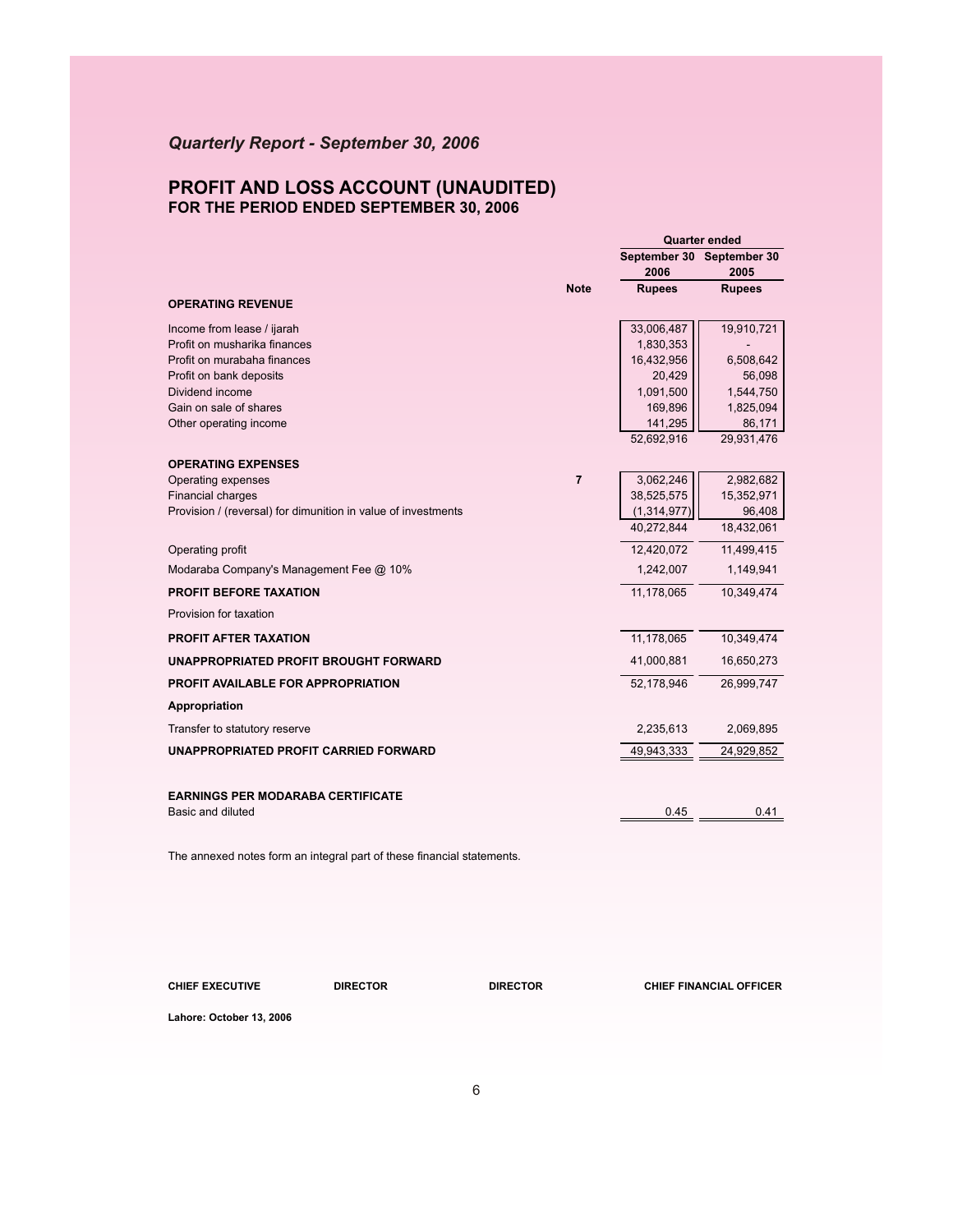*Quarterly Report - September 30, 2006*

## PROFIT AND LOSS ACCOUNT (UNAUDITED)
### FOR THE PERIOD ENDED SEPTEMBER 30, 2006

| | Note | Quarter ended September 30 2006 Rupees | Quarter ended September 30 2005 Rupees |
|---|---|---|---|
| **OPERATING REVENUE** | | | |
| Income from lease / ijarah | | 33,006,487 | 19,910,721 |
| Profit on musharika finances | | 1,830,353 | - |
| Profit on murabaha finances | | 16,432,956 | 6,508,642 |
| Profit on bank deposits | | 20,429 | 56,098 |
| Dividend income | | 1,091,500 | 1,544,750 |
| Gain on sale of shares | | 169,896 | 1,825,094 |
| Other operating income | | 141,295 | 86,171 |
| | | 52,692,916 | 29,931,476 |
| **OPERATING EXPENSES** | | | |
| Operating expenses | 7 | 3,062,246 | 2,982,682 |
| Financial charges | | 38,525,575 | 15,352,971 |
| Provision / (reversal) for dimunition in value of investments | | (1,314,977) | 96,408 |
| | | 40,272,844 | 18,432,061 |
| Operating profit | | 12,420,072 | 11,499,415 |
| Modaraba Company's Management Fee @ 10% | | 1,242,007 | 1,149,941 |
| **PROFIT BEFORE TAXATION** | | 11,178,065 | 10,349,474 |
| Provision for taxation | | | |
| **PROFIT AFTER TAXATION** | | 11,178,065 | 10,349,474 |
| **UNAPPROPRIATED PROFIT BROUGHT FORWARD** | | 41,000,881 | 16,650,273 |
| **PROFIT AVAILABLE FOR APPROPRIATION** | | 52,178,946 | 26,999,747 |
| **Appropriation** | | | |
| Transfer to statutory reserve | | 2,235,613 | 2,069,895 |
| **UNAPPROPRIATED PROFIT CARRIED FORWARD** | | 49,943,333 | 24,929,852 |
| **EARNINGS PER MODARABA CERTIFICATE** | | | |
| Basic and diluted | | 0.45 | 0.41 |

The annexed notes form an integral part of these financial statements.

**CHIEF EXECUTIVE** **DIRECTOR** **DIRECTOR** **CHIEF FINANCIAL OFFICER**

**Lahore: October 13, 2006**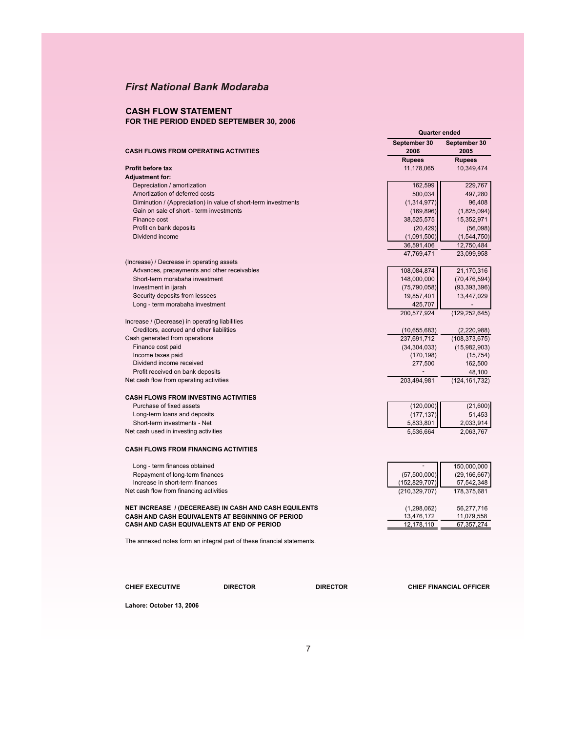## *First National Bank Modaraba*

### CASH FLOW STATEMENT
**FOR THE PERIOD ENDED SEPTEMBER 30, 2006**

| | Quarter ended | |
|---|---|---|
| **CASH FLOWS FROM OPERATING ACTIVITIES** | **September 30 2006** | **September 30 2005** |
| | **Rupees** | **Rupees** |
| **Profit before tax** | 11,178,065 | 10,349,474 |
| **Adjustment for:** | | |
| Depreciation / amortization | 162,599 | 229,767 |
| Amortization of deferred costs | 500,034 | 497,280 |
| Diminution / (Appreciation) in value of short-term investments | (1,314,977) | 96,408 |
| Gain on sale of short - term investments | (169,896) | (1,825,094) |
| Finance cost | 38,525,575 | 15,352,971 |
| Profit on bank deposits | (20,429) | (56,098) |
| Dividend income | (1,091,500) | (1,544,750) |
| | 36,591,406 | 12,750,484 |
| | 47,769,471 | 23,099,958 |
| (Increase) / Decrease in operating assets | | |
| Advances, prepayments and other receivables | 108,084,874 | 21,170,316 |
| Short-term morabaha investment | 148,000,000 | (70,476,594) |
| Investment in ijarah | (75,790,058) | (93,393,396) |
| Security deposits from lessees | 19,857,401 | 13,447,029 |
| Long - term morabaha investment | 425,707 | - |
| | 200,577,924 | (129,252,645) |
| Increase / (Decrease) in operating liabilities | | |
| Creditors, accrued and other liabilities | (10,655,683) | (2,220,988) |
| Cash generated from operations | 237,691,712 | (108,373,675) |
| Finance cost paid | (34,304,033) | (15,982,903) |
| Income taxes paid | (170,198) | (15,754) |
| Dividend income received | 277,500 | 162,500 |
| Profit received on bank deposits | - | 48,100 |
| Net cash flow from operating activities | 203,494,981 | (124,161,732) |
| | | |
| **CASH FLOWS FROM INVESTING ACTIVITIES** | | |
| Purchase of fixed assets | (120,000) | (21,600) |
| Long-term loans and deposits | (177,137) | 51,453 |
| Short-term investments - Net | 5,833,801 | 2,033,914 |
| Net cash used in investing activities | 5,536,664 | 2,063,767 |
| | | |
| **CASH FLOWS FROM FINANCING ACTIVITIES** | | |
| Long - term finances obtained | - | 150,000,000 |
| Repayment of long-term finances | (57,500,000) | (29,166,667) |
| Increase in short-term finances | (152,829,707) | 57,542,348 |
| Net cash flow from financing activities | (210,329,707) | 178,375,681 |
| | | |
| **NET INCREASE / (DECEREASE) IN CASH AND CASH EQUILENTS** | (1,298,062) | 56,277,716 |
| **CASH AND CASH EQUIVALENTS AT BEGINNING OF PERIOD** | 13,476,172 | 11,079,558 |
| **CASH AND CASH EQUIVALENTS AT END OF PERIOD** | 12,178,110 | 67,357,274 |

The annexed notes form an integral part of these financial statements.

**CHIEF EXECUTIVE** &nbsp;&nbsp;&nbsp; **DIRECTOR** &nbsp;&nbsp;&nbsp; **DIRECTOR** &nbsp;&nbsp;&nbsp; **CHIEF FINANCIAL OFFICER**

**Lahore: October 13, 2006**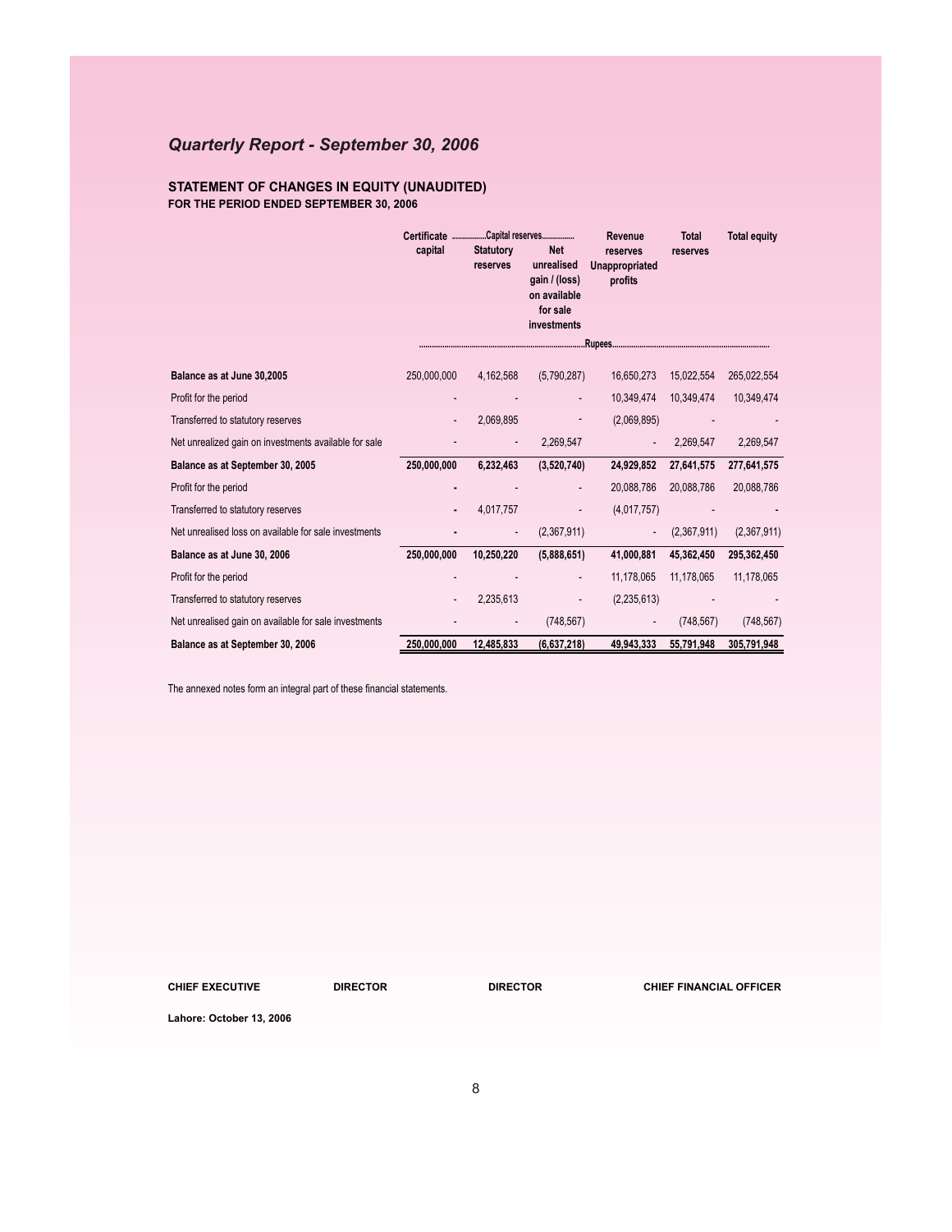## *Quarterly Report - September 30, 2006*

### STATEMENT OF CHANGES IN EQUITY (UNAUDITED)
**FOR THE PERIOD ENDED SEPTEMBER 30, 2006**

| | Certificate capital | ................Capital reserves................ | | Revenue reserves | Total reserves | Total equity |
|---|---|---|---|---|---|---|
| | | Statutory reserves | Net unrealised gain / (loss) on available for sale investments | Unappropriated profits | | |
| | ..................................................................Rupees.................................................................. | | | | | |
| **Balance as at June 30,2005** | 250,000,000 | 4,162,568 | (5,790,287) | 16,650,273 | 15,022,554 | 265,022,554 |
| Profit for the period | - | - | - | 10,349,474 | 10,349,474 | 10,349,474 |
| Transferred to statutory reserves | - | 2,069,895 | - | (2,069,895) | - | - |
| Net unrealized gain on investments available for sale | - | - | 2,269,547 | - | 2,269,547 | 2,269,547 |
| **Balance as at September 30, 2005** | **250,000,000** | **6,232,463** | **(3,520,740)** | **24,929,852** | **27,641,575** | **277,641,575** |
| Profit for the period | - | - | - | 20,088,786 | 20,088,786 | 20,088,786 |
| Transferred to statutory reserves | - | 4,017,757 | - | (4,017,757) | - | - |
| Net unrealised loss on available for sale investments | - | - | (2,367,911) | - | (2,367,911) | (2,367,911) |
| **Balance as at June 30, 2006** | **250,000,000** | **10,250,220** | **(5,888,651)** | **41,000,881** | **45,362,450** | **295,362,450** |
| Profit for the period | - | - | - | 11,178,065 | 11,178,065 | 11,178,065 |
| Transferred to statutory reserves | - | 2,235,613 | - | (2,235,613) | - | - |
| Net unrealised gain on available for sale investments | - | - | (748,567) | - | (748,567) | (748,567) |
| **Balance as at September 30, 2006** | **250,000,000** | **12,485,833** | **(6,637,218)** | **49,943,333** | **55,791,948** | **305,791,948** |

The annexed notes form an integral part of these financial statements.

**CHIEF EXECUTIVE** **DIRECTOR** **DIRECTOR** **CHIEF FINANCIAL OFFICER**

**Lahore: October 13, 2006**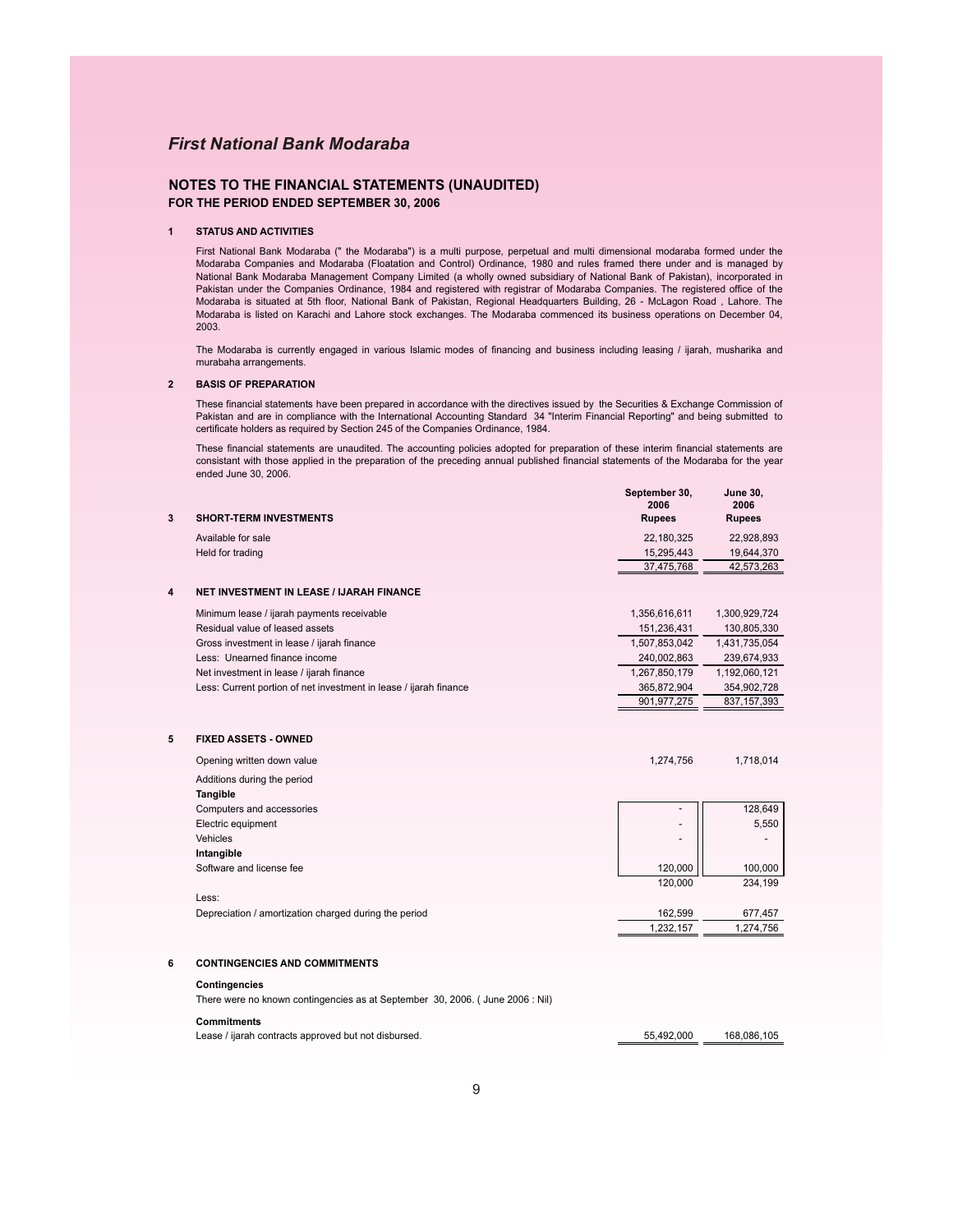# *First National Bank Modaraba*

## NOTES TO THE FINANCIAL STATEMENTS (UNAUDITED)

**FOR THE PERIOD ENDED SEPTEMBER 30, 2006**

### 1 STATUS AND ACTIVITIES

First National Bank Modaraba (" the Modaraba") is a multi purpose, perpetual and multi dimensional modaraba formed under the Modaraba Companies and Modaraba (Floatation and Control) Ordinance, 1980 and rules framed there under and is managed by National Bank Modaraba Management Company Limited (a wholly owned subsidiary of National Bank of Pakistan), incorporated in Pakistan under the Companies Ordinance, 1984 and registered with registrar of Modaraba Companies. The registered office of the Modaraba is situated at 5th floor, National Bank of Pakistan, Regional Headquarters Building, 26 - McLagon Road , Lahore. The Modaraba is listed on Karachi and Lahore stock exchanges. The Modaraba commenced its business operations on December 04, 2003.

The Modaraba is currently engaged in various Islamic modes of financing and business including leasing / ijarah, musharika and murabaha arrangements.

### 2 BASIS OF PREPARATION

These financial statements have been prepared in accordance with the directives issued by the Securities & Exchange Commission of Pakistan and are in compliance with the International Accounting Standard 34 "Interim Financial Reporting" and being submitted to certificate holders as required by Section 245 of the Companies Ordinance, 1984.

These financial statements are unaudited. The accounting policies adopted for preparation of these interim financial statements are consistant with those applied in the preparation of the preceding annual published financial statements of the Modaraba for the year ended June 30, 2006.

| | | September 30, 2006 Rupees | June 30, 2006 Rupees |
|---|---|---|---|
| **3** | **SHORT-TERM INVESTMENTS** | | |
| | Available for sale | 22,180,325 | 22,928,893 |
| | Held for trading | 15,295,443 | 19,644,370 |
| | | 37,475,768 | 42,573,263 |
| **4** | **NET INVESTMENT IN LEASE / IJARAH FINANCE** | | |
| | Minimum lease / ijarah payments receivable | 1,356,616,611 | 1,300,929,724 |
| | Residual value of leased assets | 151,236,431 | 130,805,330 |
| | Gross investment in lease / ijarah finance | 1,507,853,042 | 1,431,735,054 |
| | Less: Unearned finance income | 240,002,863 | 239,674,933 |
| | Net investment in lease / ijarah finance | 1,267,850,179 | 1,192,060,121 |
| | Less: Current portion of net investment in lease / ijarah finance | 365,872,904 | 354,902,728 |
| | | 901,977,275 | 837,157,393 |
| **5** | **FIXED ASSETS - OWNED** | | |
| | Opening written down value | 1,274,756 | 1,718,014 |
| | Additions during the period | | |
| | **Tangible** | | |
| | Computers and accessories | - | 128,649 |
| | Electric equipment | - | 5,550 |
| | Vehicles | - | - |
| | **Intangible** | | |
| | Software and license fee | 120,000 | 100,000 |
| | | 120,000 | 234,199 |
| | Less: | | |
| | Depreciation / amortization charged during the period | 162,599 | 677,457 |
| | | 1,232,157 | 1,274,756 |
| **6** | **CONTINGENCIES AND COMMITMENTS** | | |
| | **Contingencies** | | |
| | There were no known contingencies as at September 30, 2006. ( June 2006 : Nil) | | |
| | **Commitments** | | |
| | Lease / ijarah contracts approved but not disbursed. | 55,492,000 | 168,086,105 |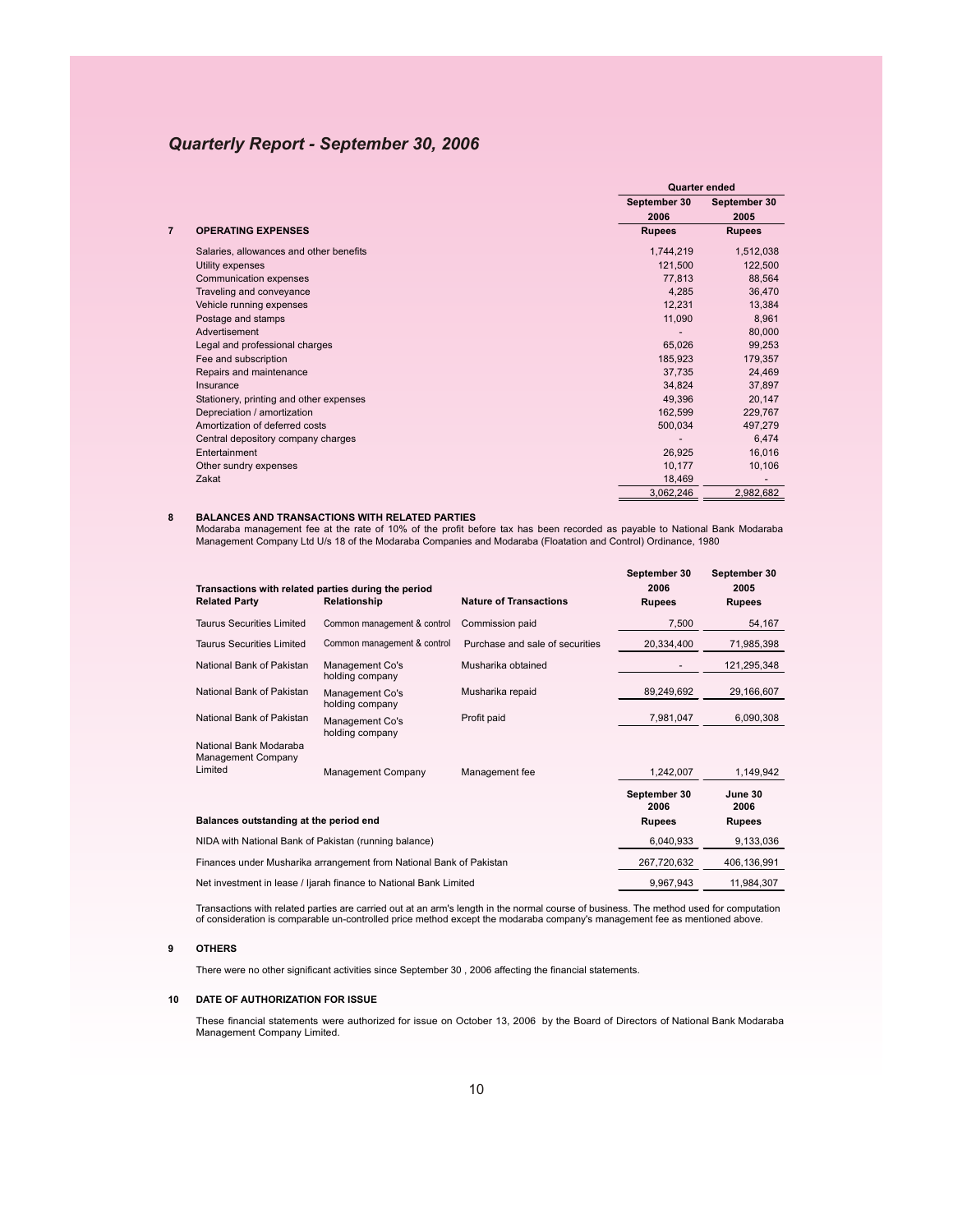## Quarterly Report - September 30, 2006

| **7 OPERATING EXPENSES** | **Quarter ended September 30 2006 Rupees** | **Quarter ended September 30 2005 Rupees** |
|---|---|---|
| Salaries, allowances and other benefits | 1,744,219 | 1,512,038 |
| Utility expenses | 121,500 | 122,500 |
| Communication expenses | 77,813 | 88,564 |
| Traveling and conveyance | 4,285 | 36,470 |
| Vehicle running expenses | 12,231 | 13,384 |
| Postage and stamps | 11,090 | 8,961 |
| Advertisement | - | 80,000 |
| Legal and professional charges | 65,026 | 99,253 |
| Fee and subscription | 185,923 | 179,357 |
| Repairs and maintenance | 37,735 | 24,469 |
| Insurance | 34,824 | 37,897 |
| Stationery, printing and other expenses | 49,396 | 20,147 |
| Depreciation / amortization | 162,599 | 229,767 |
| Amortization of deferred costs | 500,034 | 497,279 |
| Central depository company charges | - | 6,474 |
| Entertainment | 26,925 | 16,016 |
| Other sundry expenses | 10,177 | 10,106 |
| Zakat | 18,469 | - |
| | 3,062,246 | 2,982,682 |

**8 BALANCES AND TRANSACTIONS WITH RELATED PARTIES**

Modaraba management fee at the rate of 10% of the profit before tax has been recorded as payable to National Bank Modaraba Management Company Ltd U/s 18 of the Modaraba Companies and Modaraba (Floatation and Control) Ordinance, 1980

**Transactions with related parties during the period**

| **Related Party** | **Relationship** | **Nature of Transactions** | **September 30 2006 Rupees** | **September 30 2005 Rupees** |
|---|---|---|---|---|
| Taurus Securities Limited | Common management & control | Commission paid | 7,500 | 54,167 |
| Taurus Securities Limited | Common management & control | Purchase and sale of securities | 20,334,400 | 71,985,398 |
| National Bank of Pakistan | Management Co's holding company | Musharika obtained | - | 121,295,348 |
| National Bank of Pakistan | Management Co's holding company | Musharika repaid | 89,249,692 | 29,166,607 |
| National Bank of Pakistan | Management Co's holding company | Profit paid | 7,981,047 | 6,090,308 |
| National Bank Modaraba Management Company Limited | Management Company | Management fee | 1,242,007 | 1,149,942 |

| **Balances outstanding at the period end** | **September 30 2006 Rupees** | **June 30 2006 Rupees** |
|---|---|---|
| NIDA with National Bank of Pakistan (running balance) | 6,040,933 | 9,133,036 |
| Finances under Musharika arrangement from National Bank of Pakistan | 267,720,632 | 406,136,991 |
| Net investment in lease / Ijarah finance to National Bank Limited | 9,967,943 | 11,984,307 |

Transactions with related parties are carried out at an arm's length in the normal course of business. The method used for computation of consideration is comparable un-controlled price method except the modaraba company's management fee as mentioned above.

**9 OTHERS**

There were no other significant activities since September 30 , 2006 affecting the financial statements.

**10 DATE OF AUTHORIZATION FOR ISSUE**

These financial statements were authorized for issue on October 13, 2006 by the Board of Directors of National Bank Modaraba Management Company Limited.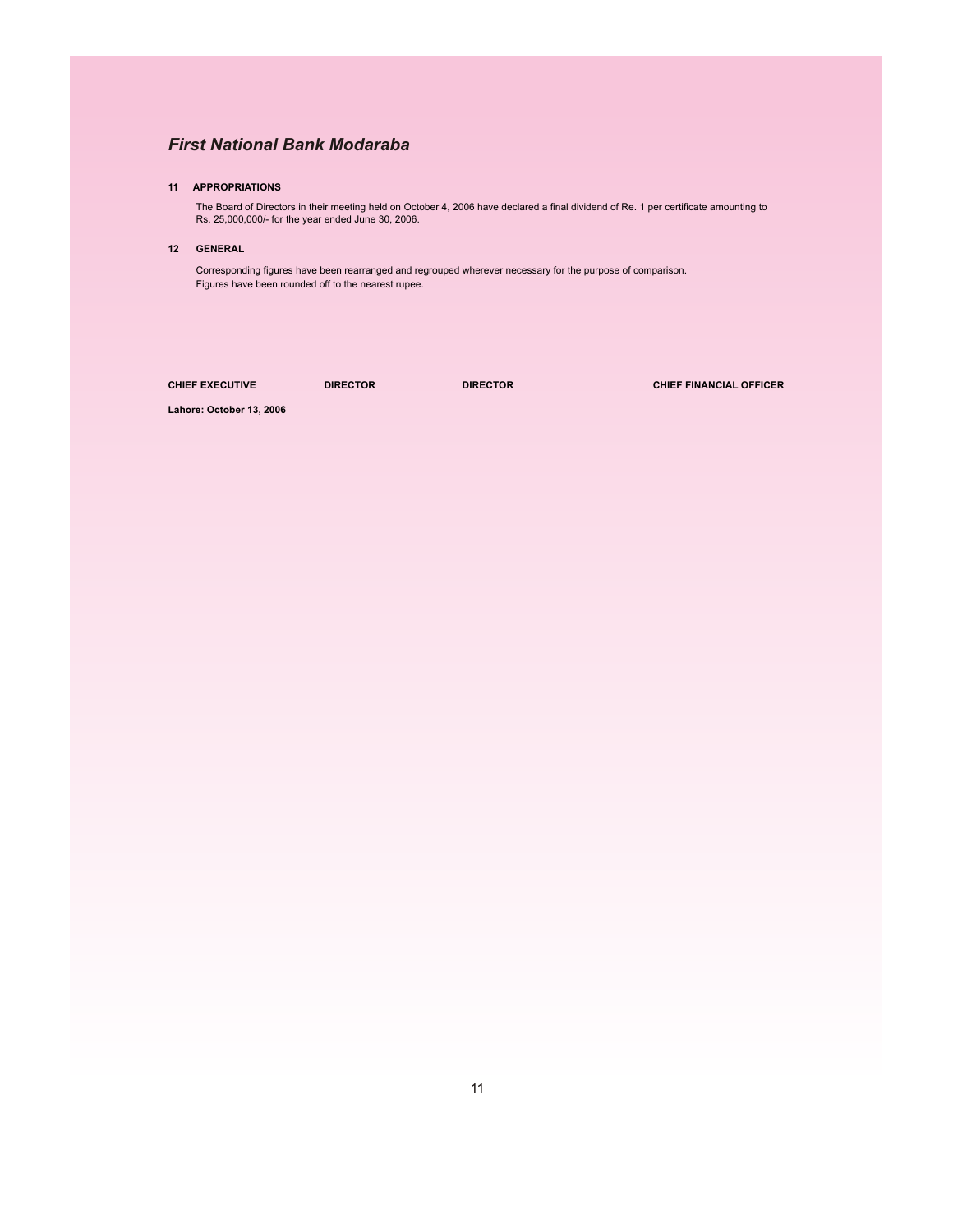## First National Bank Modaraba

### 11 APPROPRIATIONS

The Board of Directors in their meeting held on October 4, 2006 have declared a final dividend of Re. 1 per certificate amounting to Rs. 25,000,000/- for the year ended June 30, 2006.

### 12 GENERAL

Corresponding figures have been rearranged and regrouped wherever necessary for the purpose of comparison.
Figures have been rounded off to the nearest rupee.

**CHIEF EXECUTIVE** **DIRECTOR** **DIRECTOR** **CHIEF FINANCIAL OFFICER**

**Lahore: October 13, 2006**